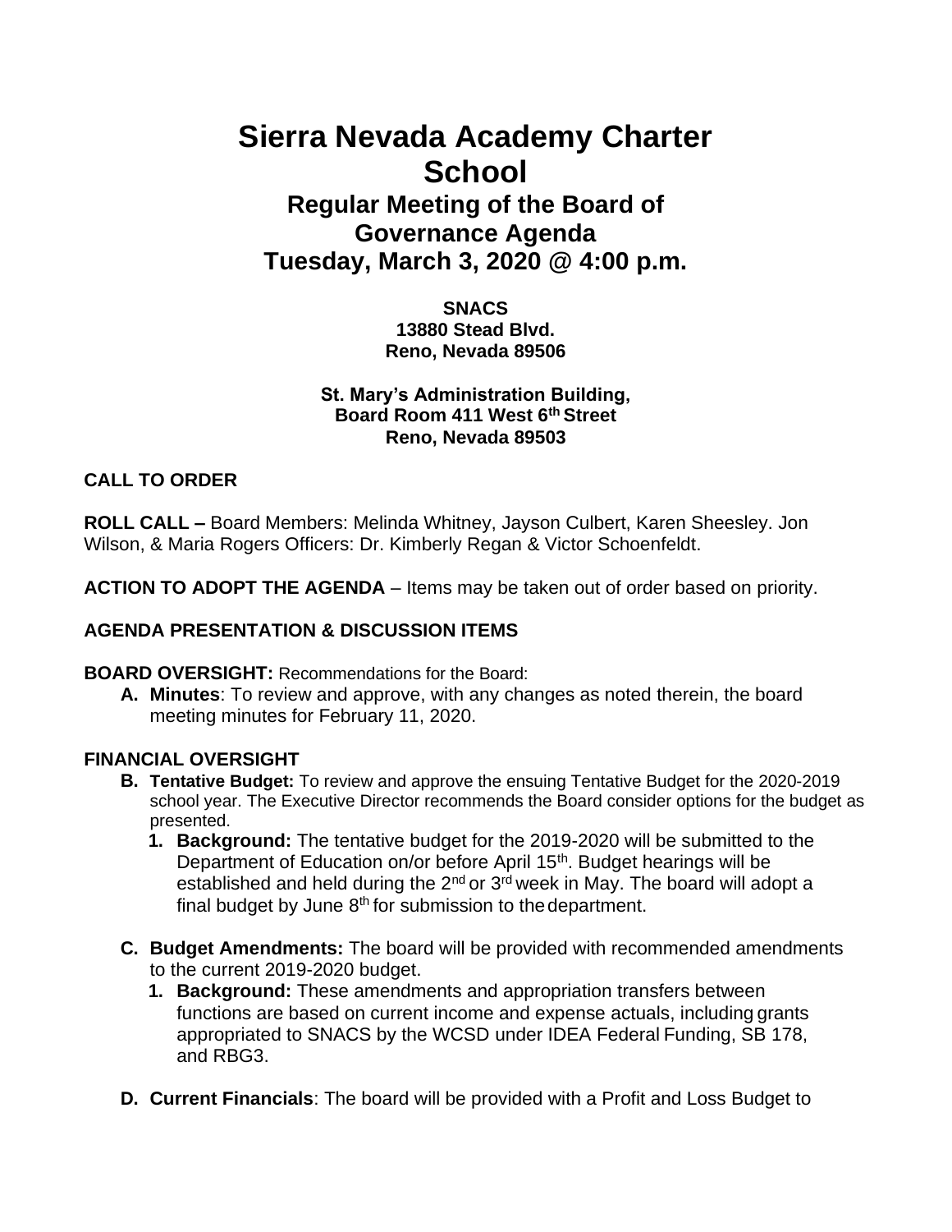# Sierra Nevada Academy Charter School

## Regular Meeting of the Board of Governance Agenda

## Tuesday, March 3, 2020 @ 4:00 p.m.

**SNACS**
**13880 Stead Blvd.**
**Reno, Nevada 89506**

**St. Mary's Administration Building,**
**Board Room 411 West 6th Street**
**Reno, Nevada 89503**

**CALL TO ORDER**

**ROLL CALL –** Board Members: Melinda Whitney, Jayson Culbert, Karen Sheesley. Jon Wilson, & Maria Rogers Officers: Dr. Kimberly Regan & Victor Schoenfeldt.

**ACTION TO ADOPT THE AGENDA** – Items may be taken out of order based on priority.

**AGENDA PRESENTATION & DISCUSSION ITEMS**

**BOARD OVERSIGHT:** Recommendations for the Board:

**A. Minutes**: To review and approve, with any changes as noted therein, the board meeting minutes for February 11, 2020.

**FINANCIAL OVERSIGHT**

**B. Tentative Budget:** To review and approve the ensuing Tentative Budget for the 2020-2019 school year. The Executive Director recommends the Board consider options for the budget as presented.

1. **Background:** The tentative budget for the 2019-2020 will be submitted to the Department of Education on/or before April 15th. Budget hearings will be established and held during the 2nd or 3rd week in May. The board will adopt a final budget by June 8th for submission to the department.

**C. Budget Amendments:** The board will be provided with recommended amendments to the current 2019-2020 budget.

1. **Background:** These amendments and appropriation transfers between functions are based on current income and expense actuals, including grants appropriated to SNACS by the WCSD under IDEA Federal Funding, SB 178, and RBG3.

**D. Current Financials**: The board will be provided with a Profit and Loss Budget to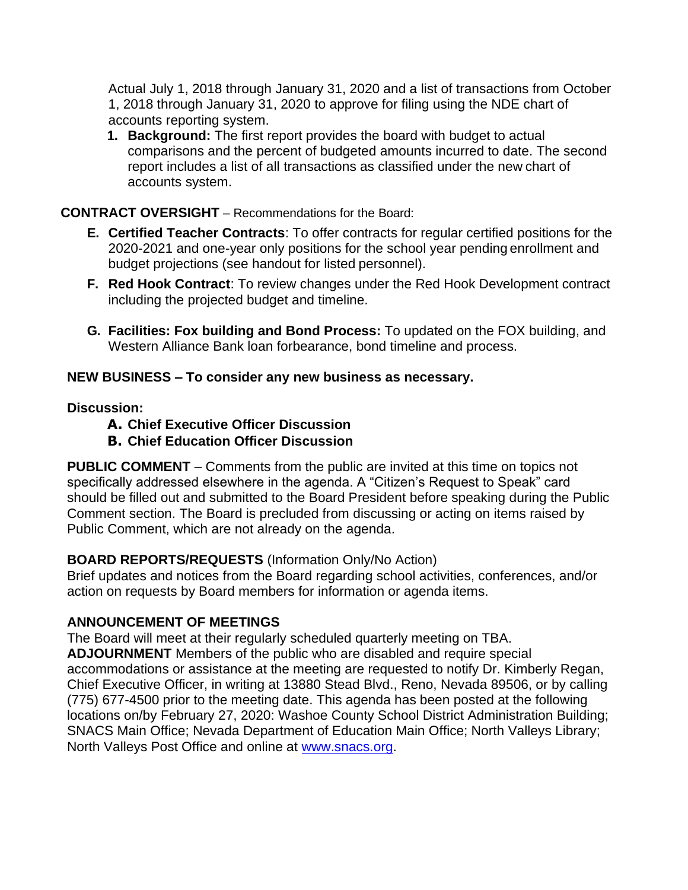Actual July 1, 2018 through January 31, 2020 and a list of transactions from October 1, 2018 through January 31, 2020 to approve for filing using the NDE chart of accounts reporting system.

1. **Background:** The first report provides the board with budget to actual comparisons and the percent of budgeted amounts incurred to date. The second report includes a list of all transactions as classified under the new chart of accounts system.

**CONTRACT OVERSIGHT** – Recommendations for the Board:

- **E. Certified Teacher Contracts**: To offer contracts for regular certified positions for the 2020-2021 and one-year only positions for the school year pending enrollment and budget projections (see handout for listed personnel).
- **F. Red Hook Contract**: To review changes under the Red Hook Development contract including the projected budget and timeline.
- **G. Facilities: Fox building and Bond Process:** To updated on the FOX building, and Western Alliance Bank loan forbearance, bond timeline and process.

**NEW BUSINESS – To consider any new business as necessary.**

**Discussion:**

- **A. Chief Executive Officer Discussion**
- **B. Chief Education Officer Discussion**

**PUBLIC COMMENT** – Comments from the public are invited at this time on topics not specifically addressed elsewhere in the agenda. A "Citizen's Request to Speak" card should be filled out and submitted to the Board President before speaking during the Public Comment section. The Board is precluded from discussing or acting on items raised by Public Comment, which are not already on the agenda.

**BOARD REPORTS/REQUESTS** (Information Only/No Action)
Brief updates and notices from the Board regarding school activities, conferences, and/or action on requests by Board members for information or agenda items.

**ANNOUNCEMENT OF MEETINGS**
The Board will meet at their regularly scheduled quarterly meeting on TBA.
**ADJOURNMENT** Members of the public who are disabled and require special accommodations or assistance at the meeting are requested to notify Dr. Kimberly Regan, Chief Executive Officer, in writing at 13880 Stead Blvd., Reno, Nevada 89506, or by calling (775) 677-4500 prior to the meeting date. This agenda has been posted at the following locations on/by February 27, 2020: Washoe County School District Administration Building; SNACS Main Office; Nevada Department of Education Main Office; North Valleys Library; North Valleys Post Office and online at www.snacs.org.